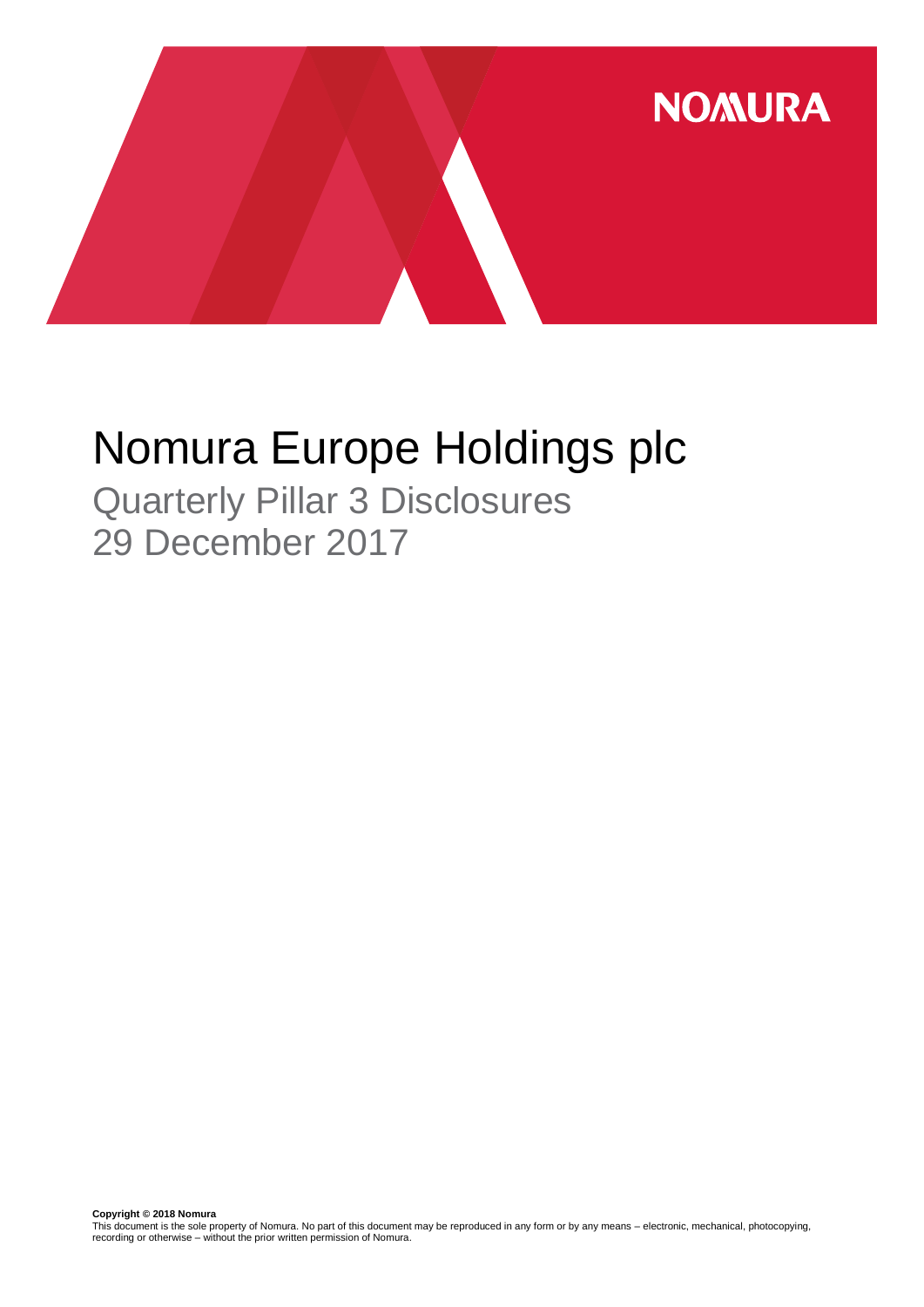NOMURA

# Nomura Europe Holdings plc

## Quarterly Pillar 3 Disclosures
## 29 December 2017

**Copyright © 2018 Nomura**
This document is the sole property of Nomura. No part of this document may be reproduced in any form or by any means – electronic, mechanical, photocopying, recording or otherwise – without the prior written permission of Nomura.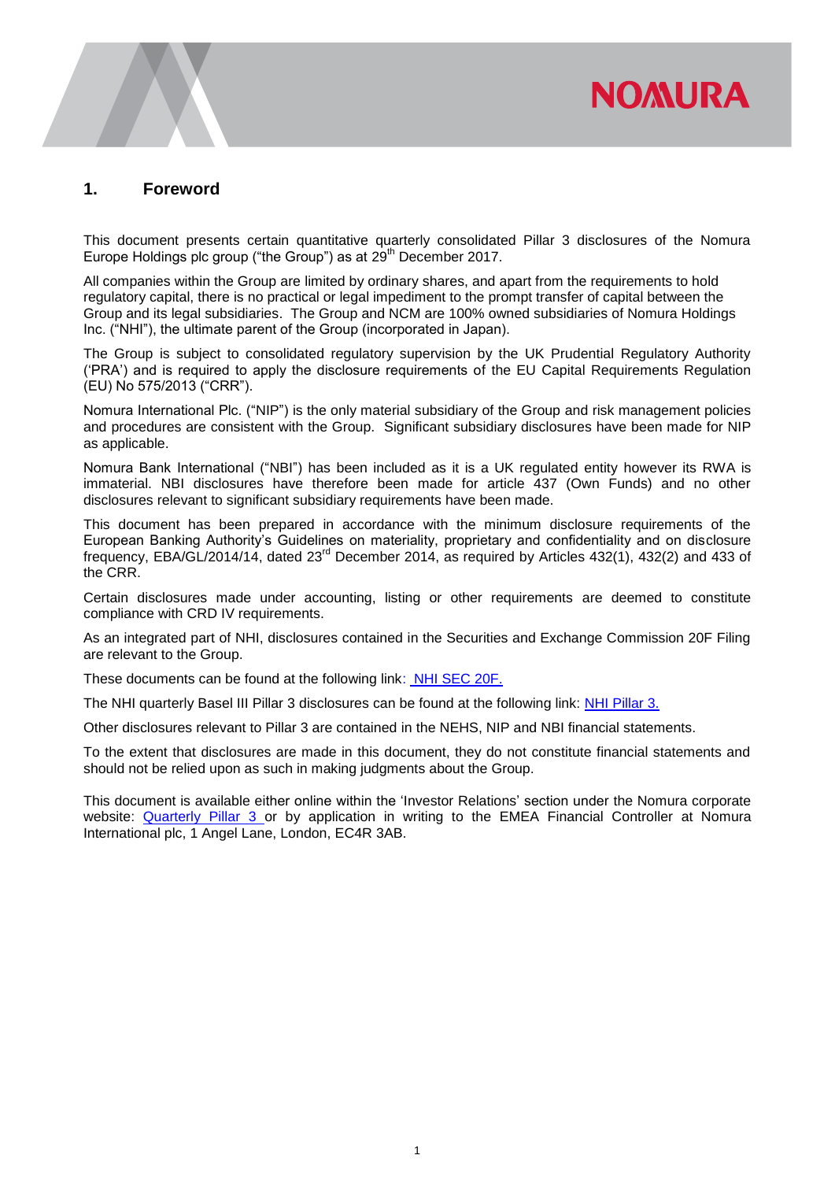## 1. Foreword

This document presents certain quantitative quarterly consolidated Pillar 3 disclosures of the Nomura Europe Holdings plc group ("the Group") as at 29th December 2017.

All companies within the Group are limited by ordinary shares, and apart from the requirements to hold regulatory capital, there is no practical or legal impediment to the prompt transfer of capital between the Group and its legal subsidiaries. The Group and NCM are 100% owned subsidiaries of Nomura Holdings Inc. ("NHI"), the ultimate parent of the Group (incorporated in Japan).

The Group is subject to consolidated regulatory supervision by the UK Prudential Regulatory Authority ('PRA') and is required to apply the disclosure requirements of the EU Capital Requirements Regulation (EU) No 575/2013 ("CRR").

Nomura International Plc. ("NIP") is the only material subsidiary of the Group and risk management policies and procedures are consistent with the Group. Significant subsidiary disclosures have been made for NIP as applicable.

Nomura Bank International ("NBI") has been included as it is a UK regulated entity however its RWA is immaterial. NBI disclosures have therefore been made for article 437 (Own Funds) and no other disclosures relevant to significant subsidiary requirements have been made.

This document has been prepared in accordance with the minimum disclosure requirements of the European Banking Authority's Guidelines on materiality, proprietary and confidentiality and on disclosure frequency, EBA/GL/2014/14, dated 23rd December 2014, as required by Articles 432(1), 432(2) and 433 of the CRR.

Certain disclosures made under accounting, listing or other requirements are deemed to constitute compliance with CRD IV requirements.

As an integrated part of NHI, disclosures contained in the Securities and Exchange Commission 20F Filing are relevant to the Group.

These documents can be found at the following link: NHI SEC 20F.

The NHI quarterly Basel III Pillar 3 disclosures can be found at the following link: NHI Pillar 3.

Other disclosures relevant to Pillar 3 are contained in the NEHS, NIP and NBI financial statements.

To the extent that disclosures are made in this document, they do not constitute financial statements and should not be relied upon as such in making judgments about the Group.

This document is available either online within the 'Investor Relations' section under the Nomura corporate website: Quarterly Pillar 3 or by application in writing to the EMEA Financial Controller at Nomura International plc, 1 Angel Lane, London, EC4R 3AB.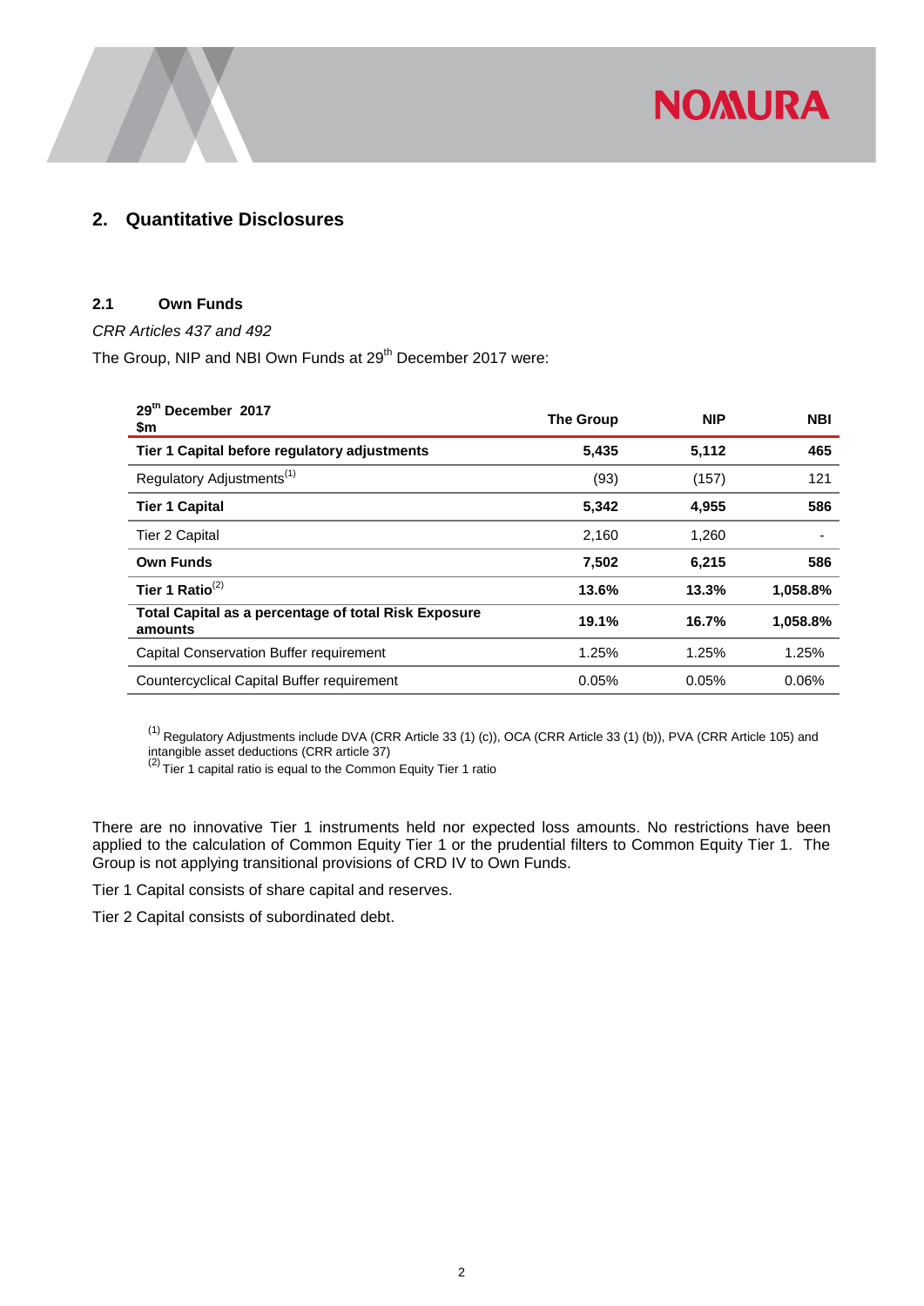## 2. Quantitative Disclosures

### 2.1 Own Funds

*CRR Articles 437 and 492*

The Group, NIP and NBI Own Funds at 29th December 2017 were:

| 29th December 2017 $m | The Group | NIP | NBI |
|---|---|---|---|
| **Tier 1 Capital before regulatory adjustments** | **5,435** | **5,112** | **465** |
| Regulatory Adjustments[1] | (93) | (157) | 121 |
| **Tier 1 Capital** | **5,342** | **4,955** | **586** |
| Tier 2 Capital | 2,160 | 1,260 | - |
| **Own Funds** | **7,502** | **6,215** | **586** |
| **Tier 1 Ratio**[2] | **13.6%** | **13.3%** | **1,058.8%** |
| **Total Capital as a percentage of total Risk Exposure amounts** | **19.1%** | **16.7%** | **1,058.8%** |
| Capital Conservation Buffer requirement | 1.25% | 1.25% | 1.25% |
| Countercyclical Capital Buffer requirement | 0.05% | 0.05% | 0.06% |

[1] Regulatory Adjustments include DVA (CRR Article 33 (1) (c)), OCA (CRR Article 33 (1) (b)), PVA (CRR Article 105) and intangible asset deductions (CRR article 37)
[2] Tier 1 capital ratio is equal to the Common Equity Tier 1 ratio

There are no innovative Tier 1 instruments held nor expected loss amounts. No restrictions have been applied to the calculation of Common Equity Tier 1 or the prudential filters to Common Equity Tier 1. The Group is not applying transitional provisions of CRD IV to Own Funds.

Tier 1 Capital consists of share capital and reserves.

Tier 2 Capital consists of subordinated debt.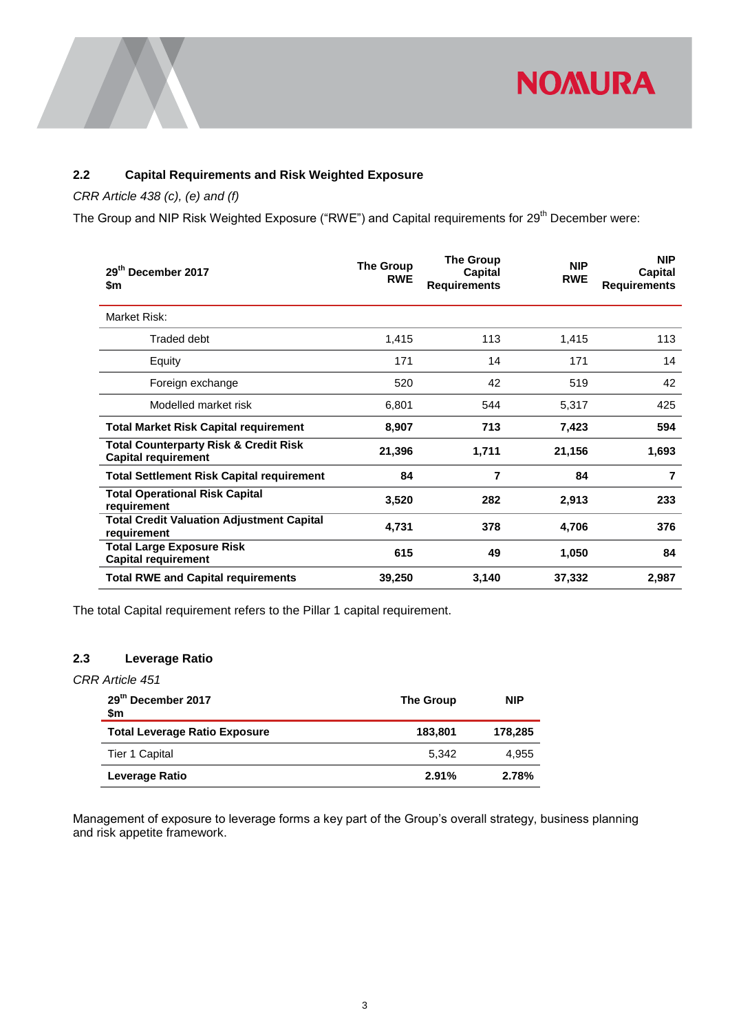### 2.2 Capital Requirements and Risk Weighted Exposure

*CRR Article 438 (c), (e) and (f)*

The Group and NIP Risk Weighted Exposure ("RWE") and Capital requirements for 29th December were:

| 29th December 2017 $m | The Group RWE | The Group Capital Requirements | NIP RWE | NIP Capital Requirements |
|---|---|---|---|---|
| Market Risk: | | | | |
| Traded debt | 1,415 | 113 | 1,415 | 113 |
| Equity | 171 | 14 | 171 | 14 |
| Foreign exchange | 520 | 42 | 519 | 42 |
| Modelled market risk | 6,801 | 544 | 5,317 | 425 |
| **Total Market Risk Capital requirement** | **8,907** | **713** | **7,423** | **594** |
| **Total Counterparty Risk & Credit Risk Capital requirement** | **21,396** | **1,711** | **21,156** | **1,693** |
| **Total Settlement Risk Capital requirement** | **84** | **7** | **84** | **7** |
| **Total Operational Risk Capital requirement** | **3,520** | **282** | **2,913** | **233** |
| **Total Credit Valuation Adjustment Capital requirement** | **4,731** | **378** | **4,706** | **376** |
| **Total Large Exposure Risk Capital requirement** | **615** | **49** | **1,050** | **84** |
| **Total RWE and Capital requirements** | **39,250** | **3,140** | **37,332** | **2,987** |

The total Capital requirement refers to the Pillar 1 capital requirement.

### 2.3 Leverage Ratio

*CRR Article 451*

| 29th December 2017 $m | The Group | NIP |
|---|---|---|
| **Total Leverage Ratio Exposure** | **183,801** | **178,285** |
| Tier 1 Capital | 5,342 | 4,955 |
| **Leverage Ratio** | **2.91%** | **2.78%** |

Management of exposure to leverage forms a key part of the Group's overall strategy, business planning and risk appetite framework.